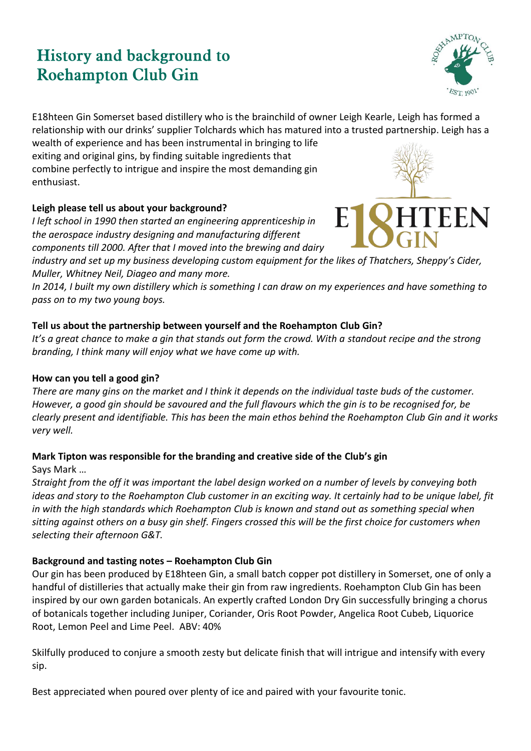# History and background to Roehampton Club Gin

E18hteen Gin Somerset based distillery who is the brainchild of owner Leigh Kearle, Leigh has formed a relationship with our drinks' supplier Tolchards which has matured into a trusted partnership. Leigh has a wealth of experience and has been instrumental in bringing to life exiting and original gins, by finding suitable ingredients that combine perfectly to intrigue and inspire the most demanding gin enthusiast.

**Leigh please tell us about your background?**

*I left school in 1990 then started an engineering apprenticeship in the aerospace industry designing and manufacturing different components till 2000. After that I moved into the brewing and dairy industry and set up my business developing custom equipment for the likes of Thatchers, Sheppy's Cider, Muller, Whitney Neil, Diageo and many more.*

*In 2014, I built my own distillery which is something I can draw on my experiences and have something to pass on to my two young boys.*

**Tell us about the partnership between yourself and the Roehampton Club Gin?**

*It's a great chance to make a gin that stands out form the crowd. With a standout recipe and the strong branding, I think many will enjoy what we have come up with.*

**How can you tell a good gin?**

*There are many gins on the market and I think it depends on the individual taste buds of the customer. However, a good gin should be savoured and the full flavours which the gin is to be recognised for, be clearly present and identifiable. This has been the main ethos behind the Roehampton Club Gin and it works very well.*

**Mark Tipton was responsible for the branding and creative side of the Club's gin**

Says Mark …

*Straight from the off it was important the label design worked on a number of levels by conveying both ideas and story to the Roehampton Club customer in an exciting way. It certainly had to be unique label, fit in with the high standards which Roehampton Club is known and stand out as something special when sitting against others on a busy gin shelf. Fingers crossed this will be the first choice for customers when selecting their afternoon G&T.*

**Background and tasting notes – Roehampton Club Gin**

Our gin has been produced by E18hteen Gin, a small batch copper pot distillery in Somerset, one of only a handful of distilleries that actually make their gin from raw ingredients. Roehampton Club Gin has been inspired by our own garden botanicals. An expertly crafted London Dry Gin successfully bringing a chorus of botanicals together including Juniper, Coriander, Oris Root Powder, Angelica Root Cubeb, Liquorice Root, Lemon Peel and Lime Peel. ABV: 40%

Skilfully produced to conjure a smooth zesty but delicate finish that will intrigue and intensify with every sip.

Best appreciated when poured over plenty of ice and paired with your favourite tonic.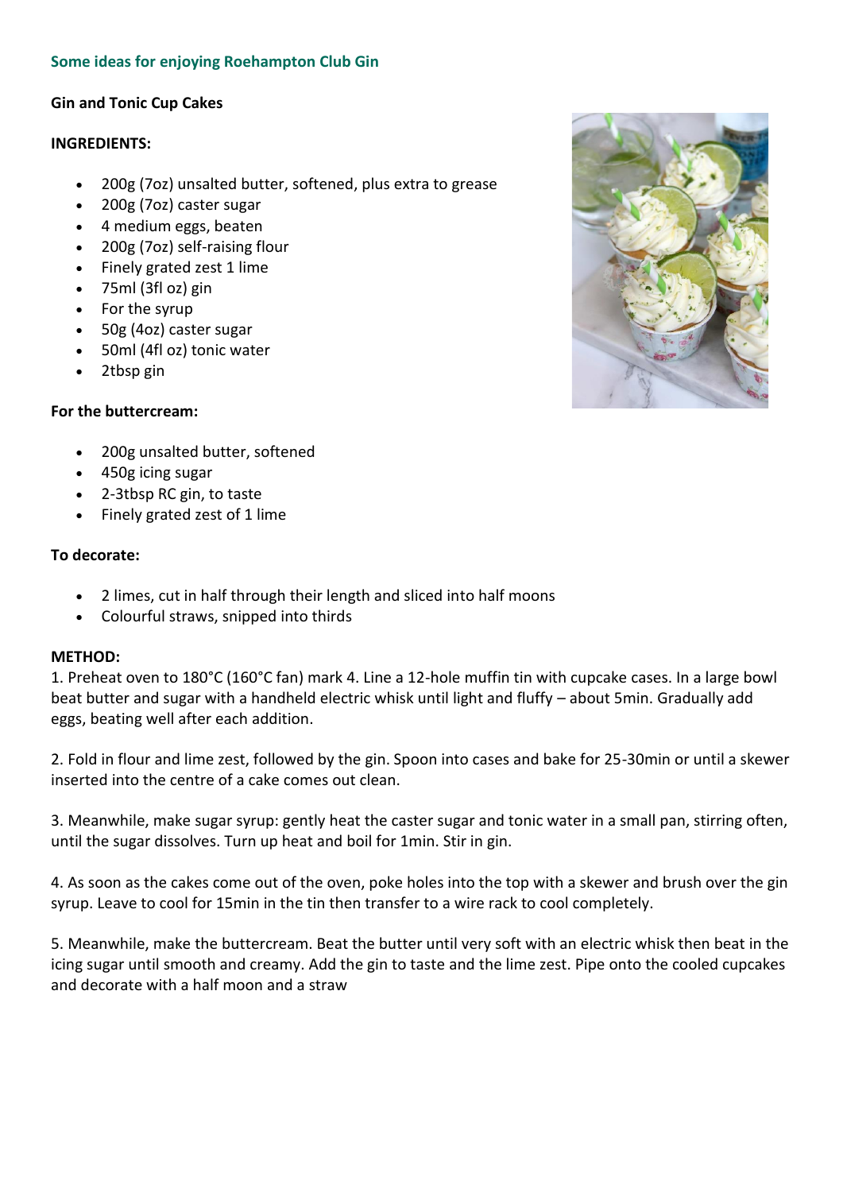## Some ideas for enjoying Roehampton Club Gin

### Gin and Tonic Cup Cakes

**INGREDIENTS:**

- 200g (7oz) unsalted butter, softened, plus extra to grease
- 200g (7oz) caster sugar
- 4 medium eggs, beaten
- 200g (7oz) self-raising flour
- Finely grated zest 1 lime
- 75ml (3fl oz) gin
- For the syrup
- 50g (4oz) caster sugar
- 50ml (4fl oz) tonic water
- 2tbsp gin

**For the buttercream:**

- 200g unsalted butter, softened
- 450g icing sugar
- 2-3tbsp RC gin, to taste
- Finely grated zest of 1 lime

**To decorate:**

- 2 limes, cut in half through their length and sliced into half moons
- Colourful straws, snipped into thirds

**METHOD:**

1. Preheat oven to 180°C (160°C fan) mark 4. Line a 12-hole muffin tin with cupcake cases. In a large bowl beat butter and sugar with a handheld electric whisk until light and fluffy – about 5min. Gradually add eggs, beating well after each addition.

2. Fold in flour and lime zest, followed by the gin. Spoon into cases and bake for 25-30min or until a skewer inserted into the centre of a cake comes out clean.

3. Meanwhile, make sugar syrup: gently heat the caster sugar and tonic water in a small pan, stirring often, until the sugar dissolves. Turn up heat and boil for 1min. Stir in gin.

4. As soon as the cakes come out of the oven, poke holes into the top with a skewer and brush over the gin syrup. Leave to cool for 15min in the tin then transfer to a wire rack to cool completely.

5. Meanwhile, make the buttercream. Beat the butter until very soft with an electric whisk then beat in the icing sugar until smooth and creamy. Add the gin to taste and the lime zest. Pipe onto the cooled cupcakes and decorate with a half moon and a straw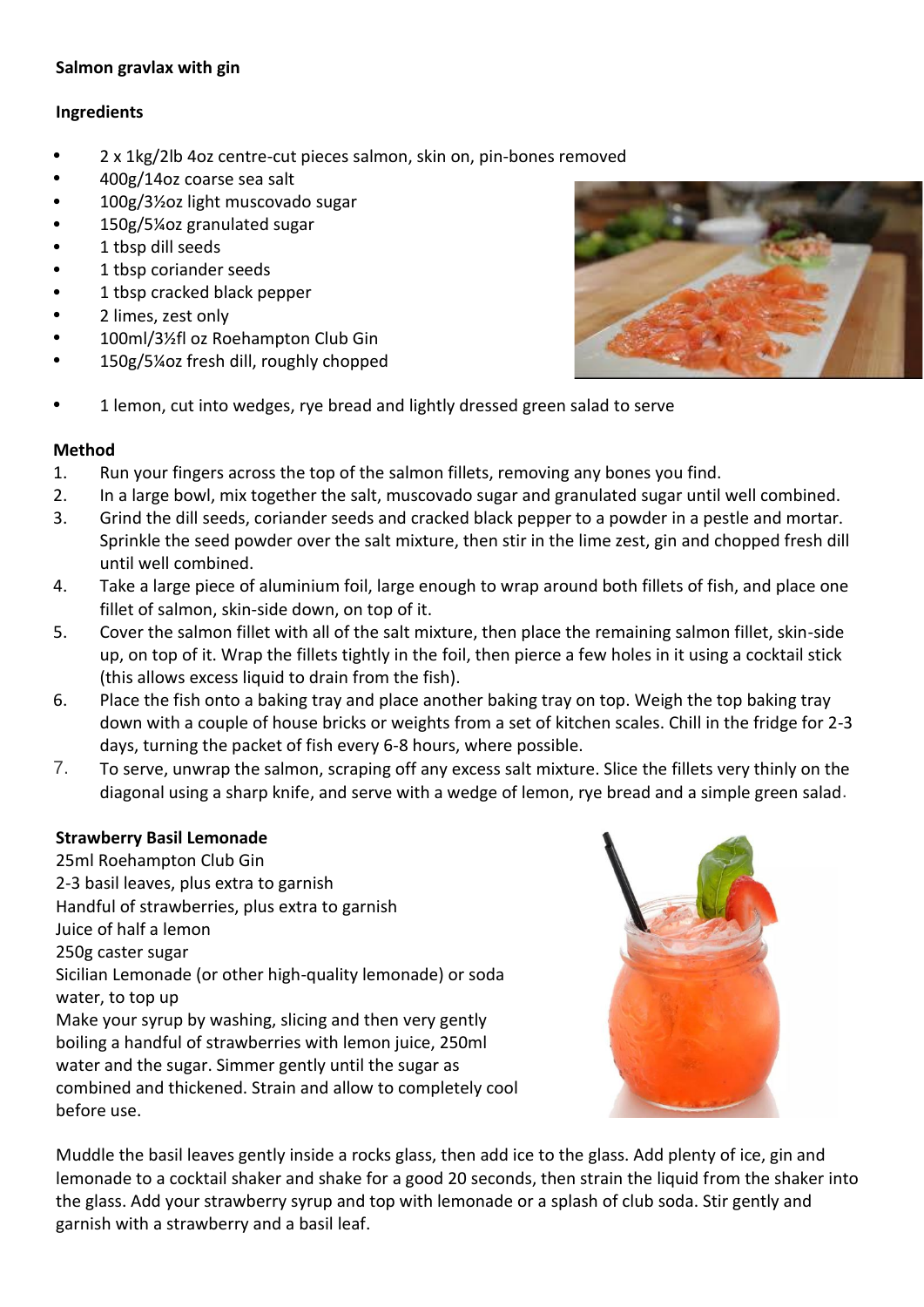**Salmon gravlax with gin**

**Ingredients**

- 2 x 1kg/2lb 4oz centre-cut pieces salmon, skin on, pin-bones removed
- 400g/14oz coarse sea salt
- 100g/3½oz light muscovado sugar
- 150g/5¼oz granulated sugar
- 1 tbsp dill seeds
- 1 tbsp coriander seeds
- 1 tbsp cracked black pepper
- 2 limes, zest only
- 100ml/3½fl oz Roehampton Club Gin
- 150g/5¼oz fresh dill, roughly chopped
- 1 lemon, cut into wedges, rye bread and lightly dressed green salad to serve

**Method**

1. Run your fingers across the top of the salmon fillets, removing any bones you find.
2. In a large bowl, mix together the salt, muscovado sugar and granulated sugar until well combined.
3. Grind the dill seeds, coriander seeds and cracked black pepper to a powder in a pestle and mortar. Sprinkle the seed powder over the salt mixture, then stir in the lime zest, gin and chopped fresh dill until well combined.
4. Take a large piece of aluminium foil, large enough to wrap around both fillets of fish, and place one fillet of salmon, skin-side down, on top of it.
5. Cover the salmon fillet with all of the salt mixture, then place the remaining salmon fillet, skin-side up, on top of it. Wrap the fillets tightly in the foil, then pierce a few holes in it using a cocktail stick (this allows excess liquid to drain from the fish).
6. Place the fish onto a baking tray and place another baking tray on top. Weigh the top baking tray down with a couple of house bricks or weights from a set of kitchen scales. Chill in the fridge for 2-3 days, turning the packet of fish every 6-8 hours, where possible.
7. To serve, unwrap the salmon, scraping off any excess salt mixture. Slice the fillets very thinly on the diagonal using a sharp knife, and serve with a wedge of lemon, rye bread and a simple green salad.

**Strawberry Basil Lemonade**

25ml Roehampton Club Gin
2-3 basil leaves, plus extra to garnish
Handful of strawberries, plus extra to garnish
Juice of half a lemon
250g caster sugar
Sicilian Lemonade (or other high-quality lemonade) or soda water, to top up

Make your syrup by washing, slicing and then very gently boiling a handful of strawberries with lemon juice, 250ml water and the sugar. Simmer gently until the sugar as combined and thickened. Strain and allow to completely cool before use.

Muddle the basil leaves gently inside a rocks glass, then add ice to the glass. Add plenty of ice, gin and lemonade to a cocktail shaker and shake for a good 20 seconds, then strain the liquid from the shaker into the glass. Add your strawberry syrup and top with lemonade or a splash of club soda. Stir gently and garnish with a strawberry and a basil leaf.